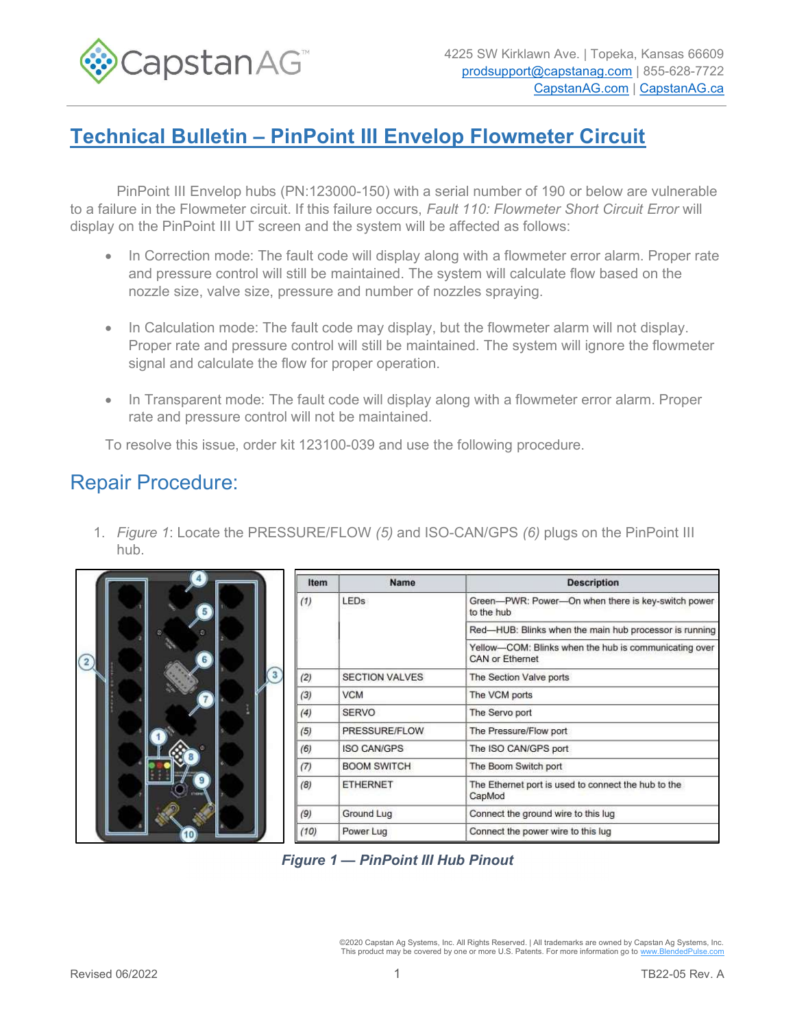# Technical Bulletin – PinPoint III Envelop Flowmeter Circuit

PinPoint III Envelop hubs (PN:123000-150) with a serial number of 190 or below are vulnerable to a failure in the Flowmeter circuit. If this failure occurs, *Fault 110: Flowmeter Short Circuit Error* will display on the PinPoint III UT screen and the system will be affected as follows:

- In Correction mode: The fault code will display along with a flowmeter error alarm. Proper rate and pressure control will still be maintained. The system will calculate flow based on the nozzle size, valve size, pressure and number of nozzles spraying.
- In Calculation mode: The fault code may display, but the flowmeter alarm will not display. Proper rate and pressure control will still be maintained. The system will ignore the flowmeter signal and calculate the flow for proper operation.
- In Transparent mode: The fault code will display along with a flowmeter error alarm. Proper rate and pressure control will not be maintained.

To resolve this issue, order kit 123100-039 and use the following procedure.

## Repair Procedure:

1. *Figure 1*: Locate the PRESSURE/FLOW *(5)* and ISO-CAN/GPS *(6)* plugs on the PinPoint III hub.

| Item | Name | Description |
|---|---|---|
| (1) | LEDs | Green—PWR: Power—On when there is key-switch power to the hub |
| | | Red—HUB: Blinks when the main hub processor is running |
| | | Yellow—COM: Blinks when the hub is communicating over CAN or Ethernet |
| (2) | SECTION VALVES | The Section Valve ports |
| (3) | VCM | The VCM ports |
| (4) | SERVO | The Servo port |
| (5) | PRESSURE/FLOW | The Pressure/Flow port |
| (6) | ISO CAN/GPS | The ISO CAN/GPS port |
| (7) | BOOM SWITCH | The Boom Switch port |
| (8) | ETHERNET | The Ethernet port is used to connect the hub to the CapMod |
| (9) | Ground Lug | Connect the ground wire to this lug |
| (10) | Power Lug | Connect the power wire to this lug |

***Figure 1 — PinPoint III Hub Pinout***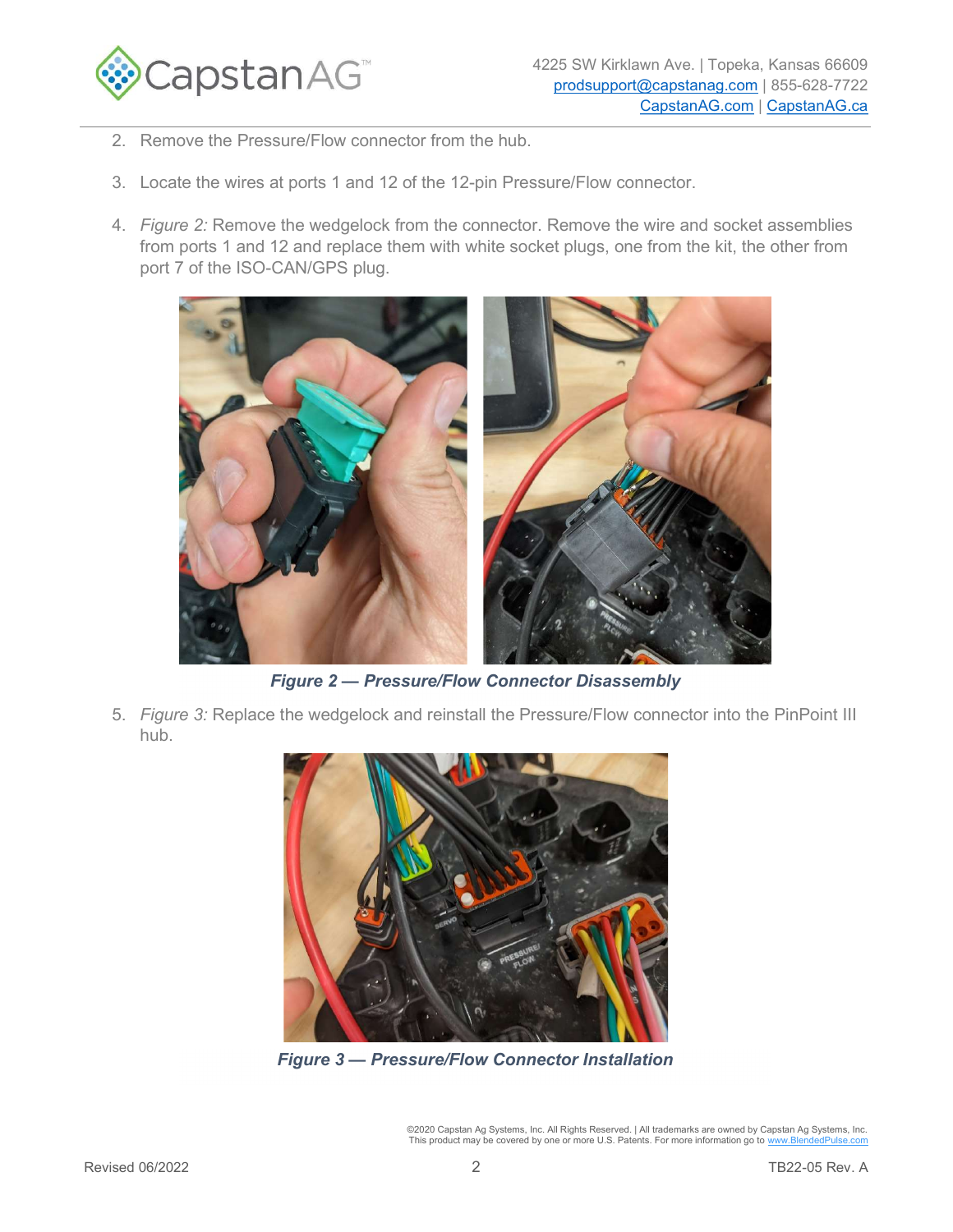2. Remove the Pressure/Flow connector from the hub.

3. Locate the wires at ports 1 and 12 of the 12-pin Pressure/Flow connector.

4. *Figure 2:* Remove the wedgelock from the connector. Remove the wire and socket assemblies from ports 1 and 12 and replace them with white socket plugs, one from the kit, the other from port 7 of the ISO-CAN/GPS plug.

***Figure 2 — Pressure/Flow Connector Disassembly***

5. *Figure 3:* Replace the wedgelock and reinstall the Pressure/Flow connector into the PinPoint III hub.

***Figure 3 — Pressure/Flow Connector Installation***

©2020 Capstan Ag Systems, Inc. All Rights Reserved. | All trademarks are owned by Capstan Ag Systems, Inc. This product may be covered by one or more U.S. Patents. For more information go to www.BlendedPulse.com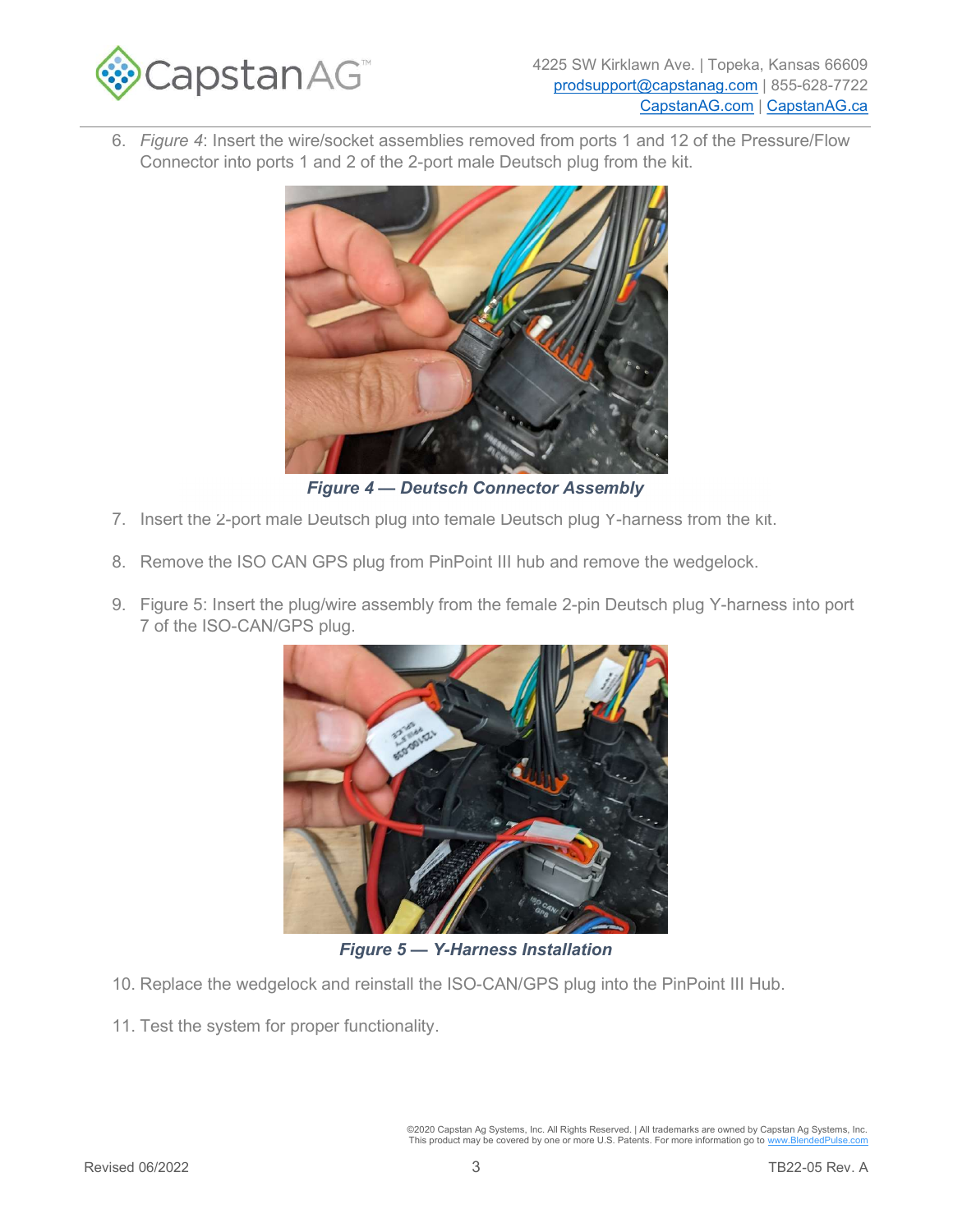6. *Figure 4*: Insert the wire/socket assemblies removed from ports 1 and 12 of the Pressure/Flow Connector into ports 1 and 2 of the 2-port male Deutsch plug from the kit.

***Figure 4 — Deutsch Connector Assembly***

7. Insert the 2-port male Deutsch plug into female Deutsch plug Y-harness from the kit.

8. Remove the ISO CAN GPS plug from PinPoint III hub and remove the wedgelock.

9. Figure 5: Insert the plug/wire assembly from the female 2-pin Deutsch plug Y-harness into port 7 of the ISO-CAN/GPS plug.

***Figure 5 — Y-Harness Installation***

10. Replace the wedgelock and reinstall the ISO-CAN/GPS plug into the PinPoint III Hub.

11. Test the system for proper functionality.